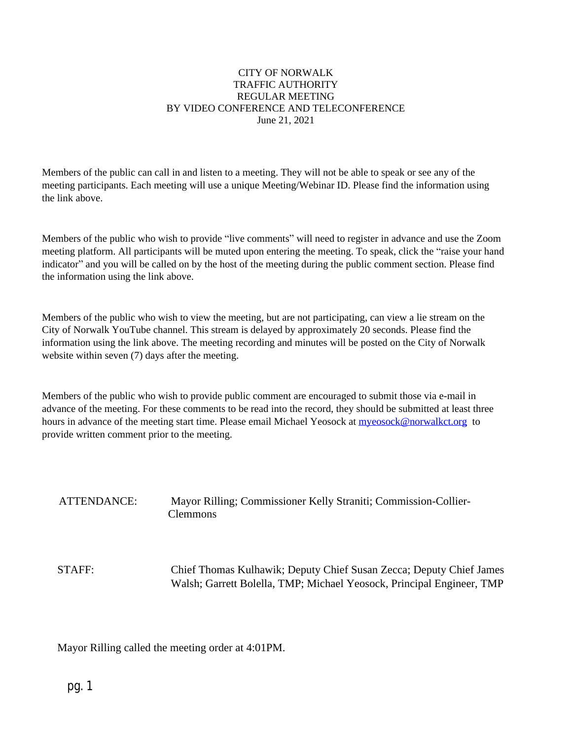CITY OF NORWALK
TRAFFIC AUTHORITY
REGULAR MEETING
BY VIDEO CONFERENCE AND TELECONFERENCE
June 21, 2021

Members of the public can call in and listen to a meeting. They will not be able to speak or see any of the meeting participants. Each meeting will use a unique Meeting/Webinar ID. Please find the information using the link above.

Members of the public who wish to provide "live comments" will need to register in advance and use the Zoom meeting platform. All participants will be muted upon entering the meeting. To speak, click the "raise your hand indicator" and you will be called on by the host of the meeting during the public comment section. Please find the information using the link above.

Members of the public who wish to view the meeting, but are not participating, can view a lie stream on the City of Norwalk YouTube channel. This stream is delayed by approximately 20 seconds. Please find the information using the link above. The meeting recording and minutes will be posted on the City of Norwalk website within seven (7) days after the meeting.

Members of the public who wish to provide public comment are encouraged to submit those via e-mail in advance of the meeting. For these comments to be read into the record, they should be submitted at least three hours in advance of the meeting start time. Please email Michael Yeosock at myeosock@norwalkct.org to provide written comment prior to the meeting.

ATTENDANCE: Mayor Rilling; Commissioner Kelly Straniti; Commission-Collier-Clemmons

STAFF: Chief Thomas Kulhawik; Deputy Chief Susan Zecca; Deputy Chief James Walsh; Garrett Bolella, TMP; Michael Yeosock, Principal Engineer, TMP

Mayor Rilling called the meeting order at 4:01PM.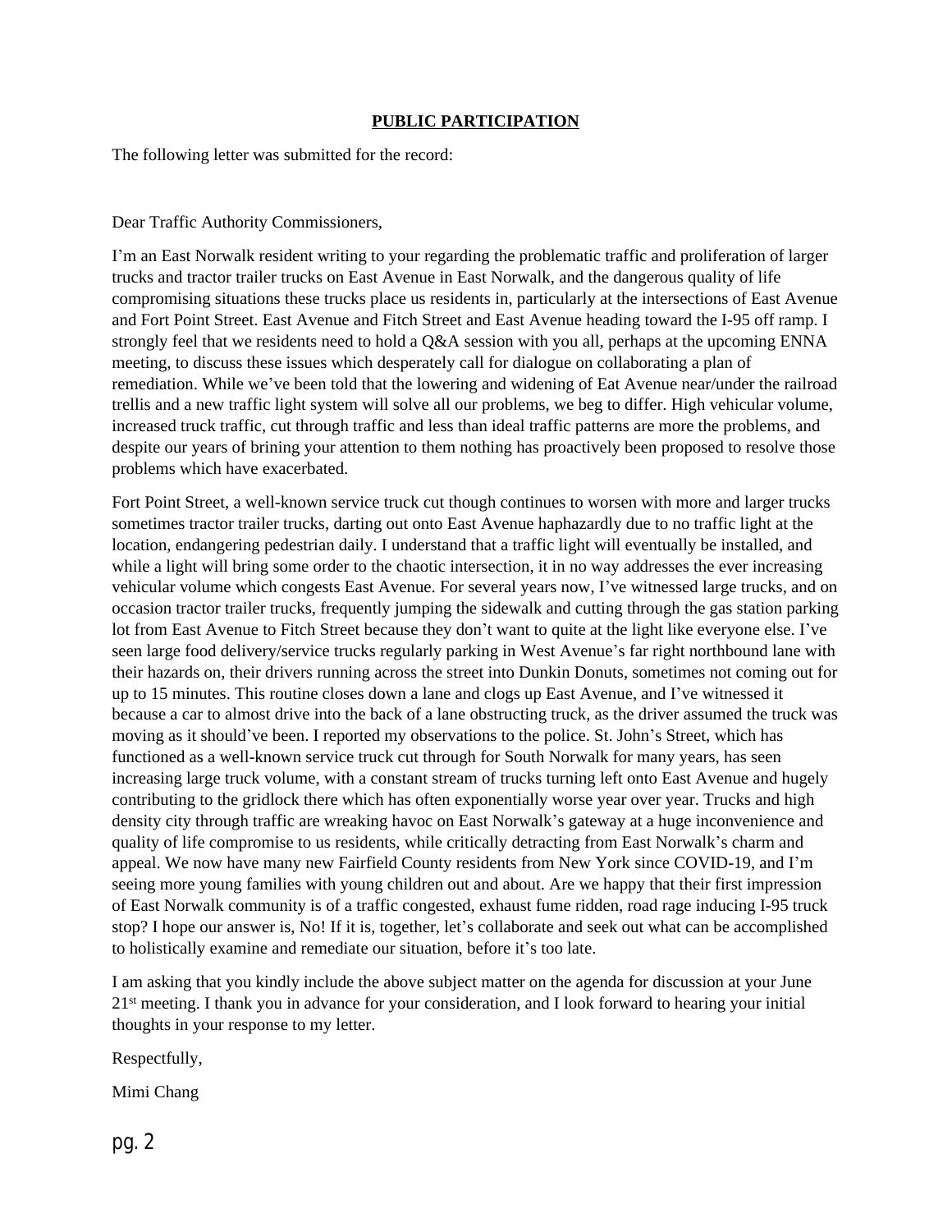**PUBLIC PARTICIPATION**

The following letter was submitted for the record:

Dear Traffic Authority Commissioners,

I'm an East Norwalk resident writing to your regarding the problematic traffic and proliferation of larger trucks and tractor trailer trucks on East Avenue in East Norwalk, and the dangerous quality of life compromising situations these trucks place us residents in, particularly at the intersections of East Avenue and Fort Point Street. East Avenue and Fitch Street and East Avenue heading toward the I-95 off ramp. I strongly feel that we residents need to hold a Q&A session with you all, perhaps at the upcoming ENNA meeting, to discuss these issues which desperately call for dialogue on collaborating a plan of remediation. While we've been told that the lowering and widening of Eat Avenue near/under the railroad trellis and a new traffic light system will solve all our problems, we beg to differ. High vehicular volume, increased truck traffic, cut through traffic and less than ideal traffic patterns are more the problems, and despite our years of brining your attention to them nothing has proactively been proposed to resolve those problems which have exacerbated.

Fort Point Street, a well-known service truck cut though continues to worsen with more and larger trucks sometimes tractor trailer trucks, darting out onto East Avenue haphazardly due to no traffic light at the location, endangering pedestrian daily. I understand that a traffic light will eventually be installed, and while a light will bring some order to the chaotic intersection, it in no way addresses the ever increasing vehicular volume which congests East Avenue. For several years now, I've witnessed large trucks, and on occasion tractor trailer trucks, frequently jumping the sidewalk and cutting through the gas station parking lot from East Avenue to Fitch Street because they don't want to quite at the light like everyone else. I've seen large food delivery/service trucks regularly parking in West Avenue's far right northbound lane with their hazards on, their drivers running across the street into Dunkin Donuts, sometimes not coming out for up to 15 minutes. This routine closes down a lane and clogs up East Avenue, and I've witnessed it because a car to almost drive into the back of a lane obstructing truck, as the driver assumed the truck was moving as it should've been. I reported my observations to the police. St. John's Street, which has functioned as a well-known service truck cut through for South Norwalk for many years, has seen increasing large truck volume, with a constant stream of trucks turning left onto East Avenue and hugely contributing to the gridlock there which has often exponentially worse year over year. Trucks and high density city through traffic are wreaking havoc on East Norwalk's gateway at a huge inconvenience and quality of life compromise to us residents, while critically detracting from East Norwalk's charm and appeal. We now have many new Fairfield County residents from New York since COVID-19, and I'm seeing more young families with young children out and about. Are we happy that their first impression of East Norwalk community is of a traffic congested, exhaust fume ridden, road rage inducing I-95 truck stop? I hope our answer is, No! If it is, together, let's collaborate and seek out what can be accomplished to holistically examine and remediate our situation, before it's too late.

I am asking that you kindly include the above subject matter on the agenda for discussion at your June 21st meeting. I thank you in advance for your consideration, and I look forward to hearing your initial thoughts in your response to my letter.

Respectfully,

Mimi Chang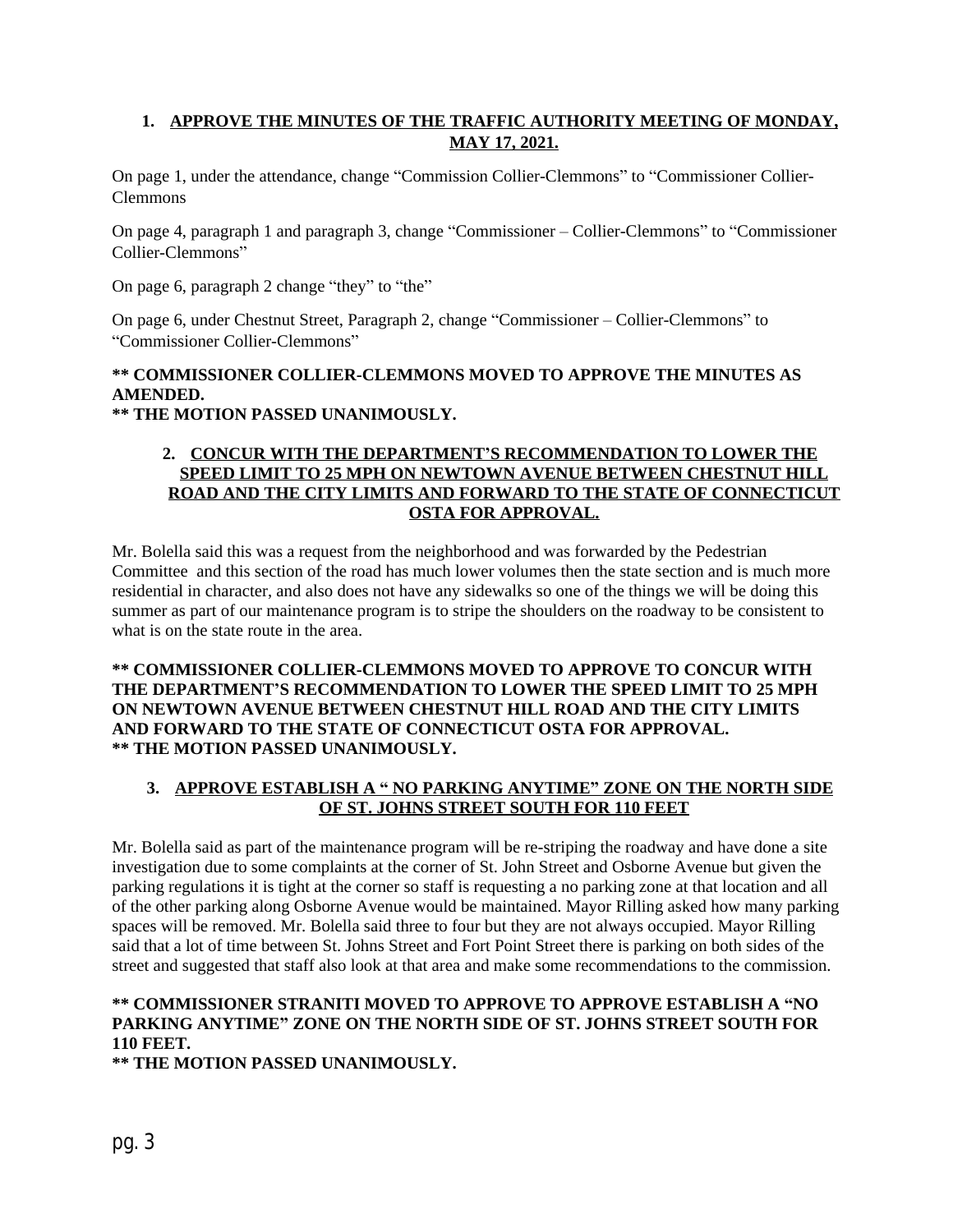**1. APPROVE THE MINUTES OF THE TRAFFIC AUTHORITY MEETING OF MONDAY, MAY 17, 2021.**

On page 1, under the attendance, change "Commission Collier-Clemmons" to "Commissioner Collier-Clemmons

On page 4, paragraph 1 and paragraph 3, change "Commissioner – Collier-Clemmons" to "Commissioner Collier-Clemmons"

On page 6, paragraph 2 change "they" to "the"

On page 6, under Chestnut Street, Paragraph 2, change "Commissioner – Collier-Clemmons" to "Commissioner Collier-Clemmons"

**\*\* COMMISSIONER COLLIER-CLEMMONS MOVED TO APPROVE THE MINUTES AS AMENDED.**
**\*\* THE MOTION PASSED UNANIMOUSLY.**

**2. CONCUR WITH THE DEPARTMENT'S RECOMMENDATION TO LOWER THE SPEED LIMIT TO 25 MPH ON NEWTOWN AVENUE BETWEEN CHESTNUT HILL ROAD AND THE CITY LIMITS AND FORWARD TO THE STATE OF CONNECTICUT OSTA FOR APPROVAL.**

Mr. Bolella said this was a request from the neighborhood and was forwarded by the Pedestrian Committee and this section of the road has much lower volumes then the state section and is much more residential in character, and also does not have any sidewalks so one of the things we will be doing this summer as part of our maintenance program is to stripe the shoulders on the roadway to be consistent to what is on the state route in the area.

**\*\* COMMISSIONER COLLIER-CLEMMONS MOVED TO APPROVE TO CONCUR WITH THE DEPARTMENT'S RECOMMENDATION TO LOWER THE SPEED LIMIT TO 25 MPH ON NEWTOWN AVENUE BETWEEN CHESTNUT HILL ROAD AND THE CITY LIMITS AND FORWARD TO THE STATE OF CONNECTICUT OSTA FOR APPROVAL.**
**\*\* THE MOTION PASSED UNANIMOUSLY.**

**3. APPROVE ESTABLISH A " NO PARKING ANYTIME" ZONE ON THE NORTH SIDE OF ST. JOHNS STREET SOUTH FOR 110 FEET**

Mr. Bolella said as part of the maintenance program will be re-striping the roadway and have done a site investigation due to some complaints at the corner of St. John Street and Osborne Avenue but given the parking regulations it is tight at the corner so staff is requesting a no parking zone at that location and all of the other parking along Osborne Avenue would be maintained. Mayor Rilling asked how many parking spaces will be removed. Mr. Bolella said three to four but they are not always occupied. Mayor Rilling said that a lot of time between St. Johns Street and Fort Point Street there is parking on both sides of the street and suggested that staff also look at that area and make some recommendations to the commission.

**\*\* COMMISSIONER STRANITI MOVED TO APPROVE TO APPROVE ESTABLISH A "NO PARKING ANYTIME" ZONE ON THE NORTH SIDE OF ST. JOHNS STREET SOUTH FOR 110 FEET.**
**\*\* THE MOTION PASSED UNANIMOUSLY.**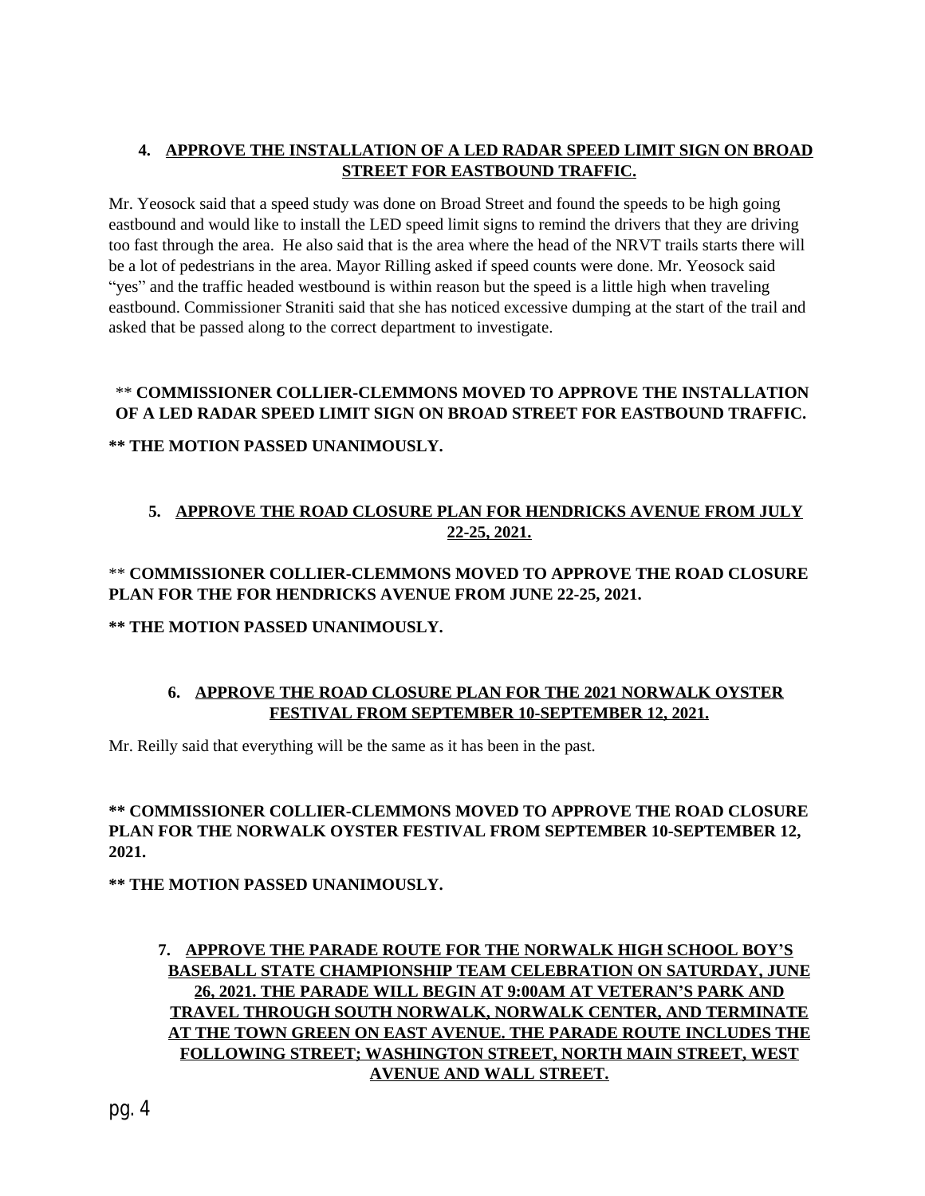**4. APPROVE THE INSTALLATION OF A LED RADAR SPEED LIMIT SIGN ON BROAD STREET FOR EASTBOUND TRAFFIC.**

Mr. Yeosock said that a speed study was done on Broad Street and found the speeds to be high going eastbound and would like to install the LED speed limit signs to remind the drivers that they are driving too fast through the area. He also said that is the area where the head of the NRVT trails starts there will be a lot of pedestrians in the area. Mayor Rilling asked if speed counts were done. Mr. Yeosock said "yes" and the traffic headed westbound is within reason but the speed is a little high when traveling eastbound. Commissioner Straniti said that she has noticed excessive dumping at the start of the trail and asked that be passed along to the correct department to investigate.

** **COMMISSIONER COLLIER-CLEMMONS MOVED TO APPROVE THE INSTALLATION OF A LED RADAR SPEED LIMIT SIGN ON BROAD STREET FOR EASTBOUND TRAFFIC.**

**\*\* THE MOTION PASSED UNANIMOUSLY.**

**5. APPROVE THE ROAD CLOSURE PLAN FOR HENDRICKS AVENUE FROM JULY 22-25, 2021.**

** **COMMISSIONER COLLIER-CLEMMONS MOVED TO APPROVE THE ROAD CLOSURE PLAN FOR THE FOR HENDRICKS AVENUE FROM JUNE 22-25, 2021.**

**\*\* THE MOTION PASSED UNANIMOUSLY.**

**6. APPROVE THE ROAD CLOSURE PLAN FOR THE 2021 NORWALK OYSTER FESTIVAL FROM SEPTEMBER 10-SEPTEMBER 12, 2021.**

Mr. Reilly said that everything will be the same as it has been in the past.

**\*\* COMMISSIONER COLLIER-CLEMMONS MOVED TO APPROVE THE ROAD CLOSURE PLAN FOR THE NORWALK OYSTER FESTIVAL FROM SEPTEMBER 10-SEPTEMBER 12, 2021.**

**\*\* THE MOTION PASSED UNANIMOUSLY.**

**7. APPROVE THE PARADE ROUTE FOR THE NORWALK HIGH SCHOOL BOY'S BASEBALL STATE CHAMPIONSHIP TEAM CELEBRATION ON SATURDAY, JUNE 26, 2021. THE PARADE WILL BEGIN AT 9:00AM AT VETERAN'S PARK AND TRAVEL THROUGH SOUTH NORWALK, NORWALK CENTER, AND TERMINATE AT THE TOWN GREEN ON EAST AVENUE. THE PARADE ROUTE INCLUDES THE FOLLOWING STREET; WASHINGTON STREET, NORTH MAIN STREET, WEST AVENUE AND WALL STREET.**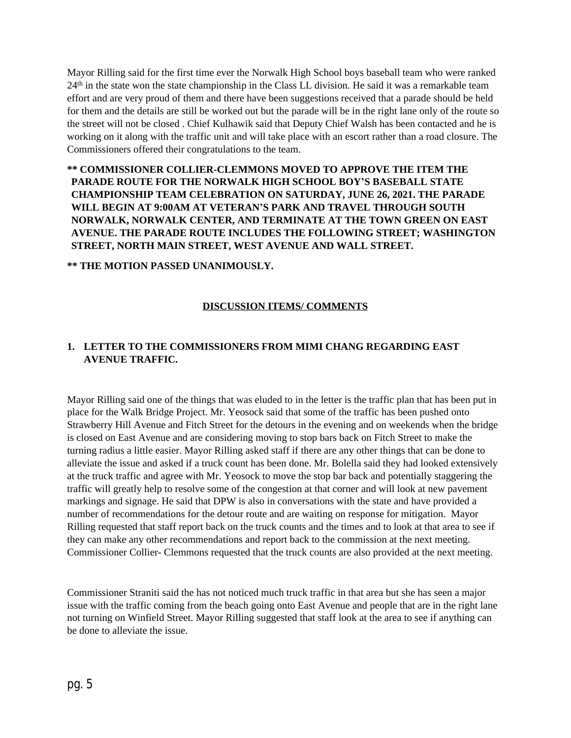Mayor Rilling said for the first time ever the Norwalk High School boys baseball team who were ranked 24th in the state won the state championship in the Class LL division. He said it was a remarkable team effort and are very proud of them and there have been suggestions received that a parade should be held for them and the details are still be worked out but the parade will be in the right lane only of the route so the street will not be closed . Chief Kulhawik said that Deputy Chief Walsh has been contacted and he is working on it along with the traffic unit and will take place with an escort rather than a road closure. The Commissioners offered their congratulations to the team.

**** COMMISSIONER COLLIER-CLEMMONS MOVED TO APPROVE THE ITEM THE PARADE ROUTE FOR THE NORWALK HIGH SCHOOL BOY'S BASEBALL STATE CHAMPIONSHIP TEAM CELEBRATION ON SATURDAY, JUNE 26, 2021. THE PARADE WILL BEGIN AT 9:00AM AT VETERAN'S PARK AND TRAVEL THROUGH SOUTH NORWALK, NORWALK CENTER, AND TERMINATE AT THE TOWN GREEN ON EAST AVENUE. THE PARADE ROUTE INCLUDES THE FOLLOWING STREET; WASHINGTON STREET, NORTH MAIN STREET, WEST AVENUE AND WALL STREET.**

**** THE MOTION PASSED UNANIMOUSLY.**

## DISCUSSION ITEMS/ COMMENTS

**1. LETTER TO THE COMMISSIONERS FROM MIMI CHANG REGARDING EAST AVENUE TRAFFIC.**

Mayor Rilling said one of the things that was eluded to in the letter is the traffic plan that has been put in place for the Walk Bridge Project. Mr. Yeosock said that some of the traffic has been pushed onto Strawberry Hill Avenue and Fitch Street for the detours in the evening and on weekends when the bridge is closed on East Avenue and are considering moving to stop bars back on Fitch Street to make the turning radius a little easier. Mayor Rilling asked staff if there are any other things that can be done to alleviate the issue and asked if a truck count has been done. Mr. Bolella said they had looked extensively at the truck traffic and agree with Mr. Yeosock to move the stop bar back and potentially staggering the traffic will greatly help to resolve some of the congestion at that corner and will look at new pavement markings and signage. He said that DPW is also in conversations with the state and have provided a number of recommendations for the detour route and are waiting on response for mitigation. Mayor Rilling requested that staff report back on the truck counts and the times and to look at that area to see if they can make any other recommendations and report back to the commission at the next meeting. Commissioner Collier- Clemmons requested that the truck counts are also provided at the next meeting.

Commissioner Straniti said the has not noticed much truck traffic in that area but she has seen a major issue with the traffic coming from the beach going onto East Avenue and people that are in the right lane not turning on Winfield Street. Mayor Rilling suggested that staff look at the area to see if anything can be done to alleviate the issue.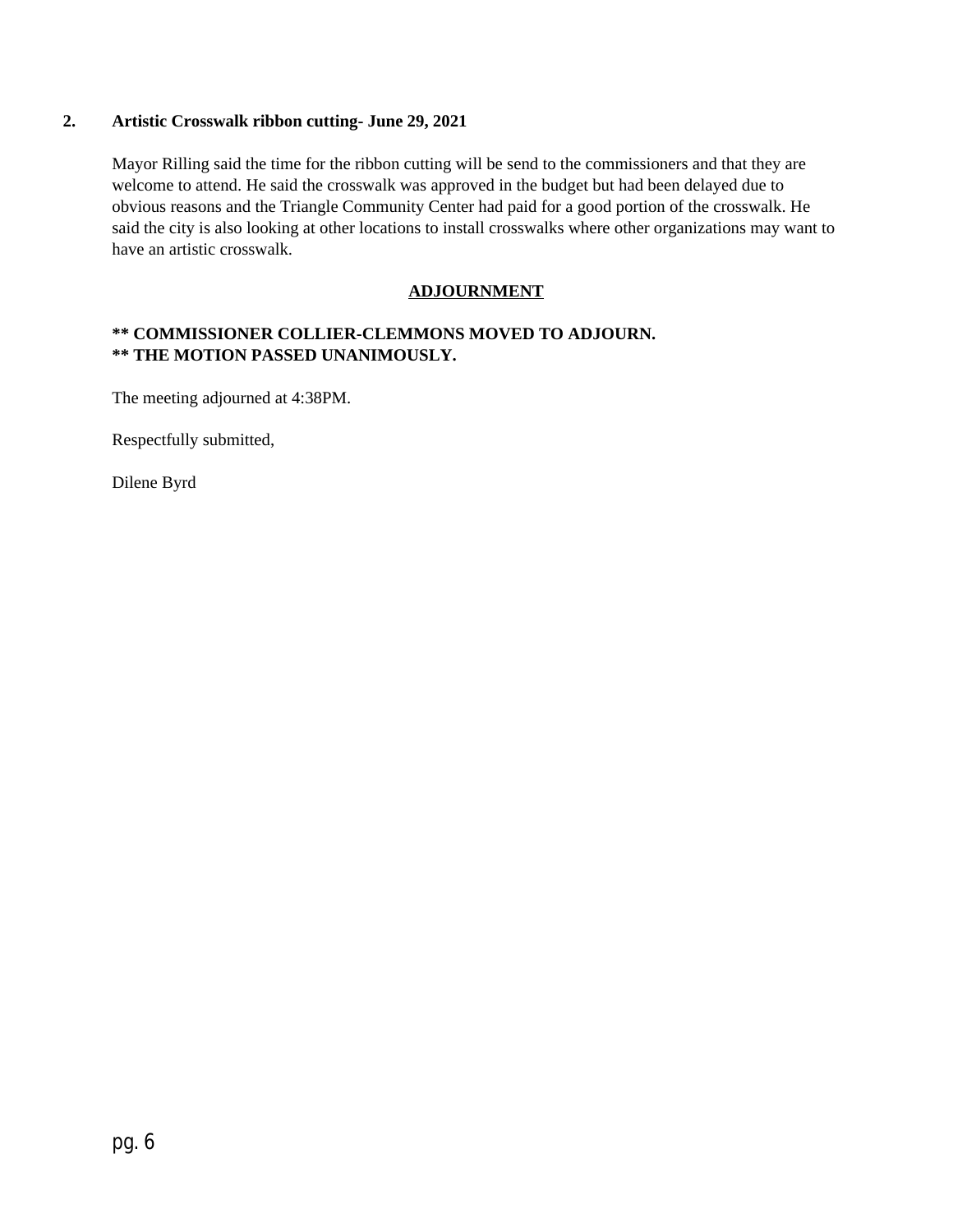**2. Artistic Crosswalk ribbon cutting- June 29, 2021**

Mayor Rilling said the time for the ribbon cutting will be send to the commissioners and that they are welcome to attend. He said the crosswalk was approved in the budget but had been delayed due to obvious reasons and the Triangle Community Center had paid for a good portion of the crosswalk. He said the city is also looking at other locations to install crosswalks where other organizations may want to have an artistic crosswalk.

## ADJOURNMENT

**** COMMISSIONER COLLIER-CLEMMONS MOVED TO ADJOURN.**
**** THE MOTION PASSED UNANIMOUSLY.**

The meeting adjourned at 4:38PM.

Respectfully submitted,

Dilene Byrd